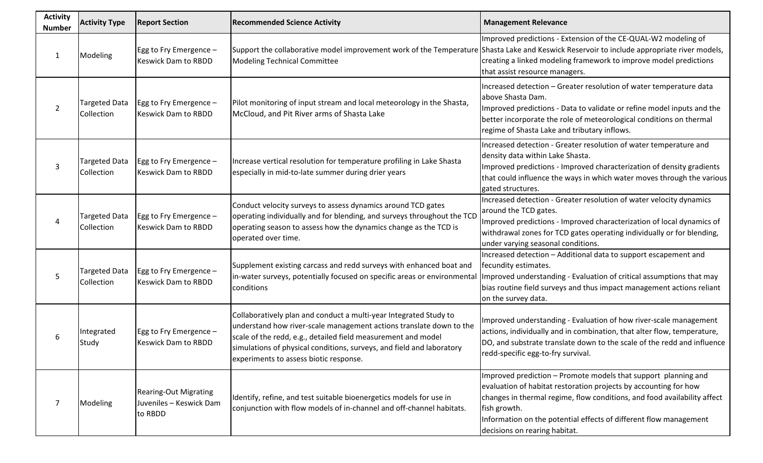| Activity Number | Activity Type | Report Section | Recommended Science Activity | Management Relevance |
|---|---|---|---|---|
| 1 | Modeling | Egg to Fry Emergence – Keswick Dam to RBDD | Support the collaborative model improvement work of the Temperature Modeling Technical Committee | Improved predictions - Extension of the CE-QUAL-W2 modeling of Shasta Lake and Keswick Reservoir to include appropriate river models, creating a linked modeling framework to improve model predictions that assist resource managers. |
| 2 | Targeted Data Collection | Egg to Fry Emergence – Keswick Dam to RBDD | Pilot monitoring of input stream and local meteorology in the Shasta, McCloud, and Pit River arms of Shasta Lake | Increased detection – Greater resolution of water temperature data above Shasta Dam.<br>Improved predictions - Data to validate or refine model inputs and the better incorporate the role of meteorological conditions on thermal regime of Shasta Lake and tributary inflows. |
| 3 | Targeted Data Collection | Egg to Fry Emergence – Keswick Dam to RBDD | Increase vertical resolution for temperature profiling in Lake Shasta especially in mid-to-late summer during drier years | Increased detection - Greater resolution of water temperature and density data within Lake Shasta.<br>Improved predictions - Improved characterization of density gradients that could influence the ways in which water moves through the various gated structures. |
| 4 | Targeted Data Collection | Egg to Fry Emergence – Keswick Dam to RBDD | Conduct velocity surveys to assess dynamics around TCD gates operating individually and for blending, and surveys throughout the TCD operating season to assess how the dynamics change as the TCD is operated over time. | Increased detection - Greater resolution of water velocity dynamics around the TCD gates.<br>Improved predictions - Improved characterization of local dynamics of withdrawal zones for TCD gates operating individually or for blending, under varying seasonal conditions. |
| 5 | Targeted Data Collection | Egg to Fry Emergence – Keswick Dam to RBDD | Supplement existing carcass and redd surveys with enhanced boat and in-water surveys, potentially focused on specific areas or environmental conditions | Increased detection – Additional data to support escapement and fecundity estimates.<br>Improved understanding - Evaluation of critical assumptions that may bias routine field surveys and thus impact management actions reliant on the survey data. |
| 6 | Integrated Study | Egg to Fry Emergence – Keswick Dam to RBDD | Collaboratively plan and conduct a multi-year Integrated Study to understand how river-scale management actions translate down to the scale of the redd, e.g., detailed field measurement and model simulations of physical conditions, surveys, and field and laboratory experiments to assess biotic response. | Improved understanding - Evaluation of how river-scale management actions, individually and in combination, that alter flow, temperature, DO, and substrate translate down to the scale of the redd and influence redd-specific egg-to-fry survival. |
| 7 | Modeling | Rearing-Out Migrating Juveniles – Keswick Dam to RBDD | Identify, refine, and test suitable bioenergetics models for use in conjunction with flow models of in-channel and off-channel habitats. | Improved prediction – Promote models that support planning and evaluation of habitat restoration projects by accounting for how changes in thermal regime, flow conditions, and food availability affect fish growth.<br>Information on the potential effects of different flow management decisions on rearing habitat. |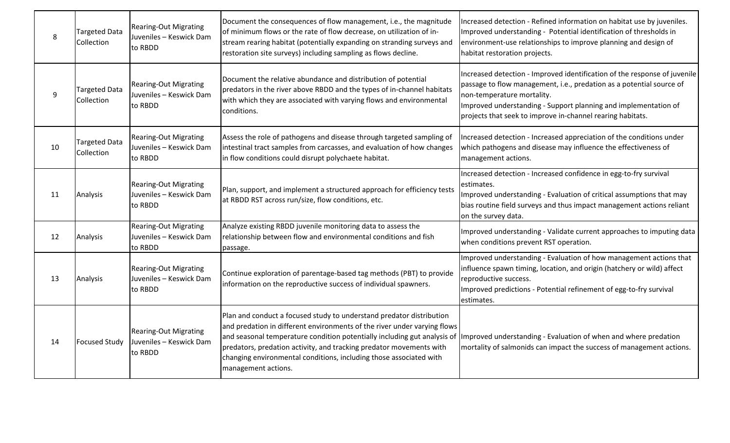| 8 | Targeted Data Collection | Rearing-Out Migrating Juveniles – Keswick Dam to RBDD | Document the consequences of flow management, i.e., the magnitude of minimum flows or the rate of flow decrease, on utilization of in-stream rearing habitat (potentially expanding on stranding surveys and restoration site surveys) including sampling as flows decline. | Increased detection - Refined information on habitat use by juveniles.<br>Improved understanding - Potential identification of thresholds in environment-use relationships to improve planning and design of habitat restoration projects. |
|---|---|---|---|---|
| 9 | Targeted Data Collection | Rearing-Out Migrating Juveniles – Keswick Dam to RBDD | Document the relative abundance and distribution of potential predators in the river above RBDD and the types of in-channel habitats with which they are associated with varying flows and environmental conditions. | Increased detection - Improved identification of the response of juvenile passage to flow management, i.e., predation as a potential source of non-temperature mortality.<br>Improved understanding - Support planning and implementation of projects that seek to improve in-channel rearing habitats. |
| 10 | Targeted Data Collection | Rearing-Out Migrating Juveniles – Keswick Dam to RBDD | Assess the role of pathogens and disease through targeted sampling of intestinal tract samples from carcasses, and evaluation of how changes in flow conditions could disrupt polychaete habitat. | Increased detection - Increased appreciation of the conditions under which pathogens and disease may influence the effectiveness of management actions. |
| 11 | Analysis | Rearing-Out Migrating Juveniles – Keswick Dam to RBDD | Plan, support, and implement a structured approach for efficiency tests at RBDD RST across run/size, flow conditions, etc. | Increased detection - Increased confidence in egg-to-fry survival estimates.<br>Improved understanding - Evaluation of critical assumptions that may bias routine field surveys and thus impact management actions reliant on the survey data. |
| 12 | Analysis | Rearing-Out Migrating Juveniles – Keswick Dam to RBDD | Analyze existing RBDD juvenile monitoring data to assess the relationship between flow and environmental conditions and fish passage. | Improved understanding - Validate current approaches to imputing data when conditions prevent RST operation. |
| 13 | Analysis | Rearing-Out Migrating Juveniles – Keswick Dam to RBDD | Continue exploration of parentage-based tag methods (PBT) to provide information on the reproductive success of individual spawners. | Improved understanding - Evaluation of how management actions that influence spawn timing, location, and origin (hatchery or wild) affect reproductive success.<br>Improved predictions - Potential refinement of egg-to-fry survival estimates. |
| 14 | Focused Study | Rearing-Out Migrating Juveniles – Keswick Dam to RBDD | Plan and conduct a focused study to understand predator distribution and predation in different environments of the river under varying flows and seasonal temperature condition potentially including gut analysis of predators, predation activity, and tracking predator movements with changing environmental conditions, including those associated with management actions. | Improved understanding - Evaluation of when and where predation mortality of salmonids can impact the success of management actions. |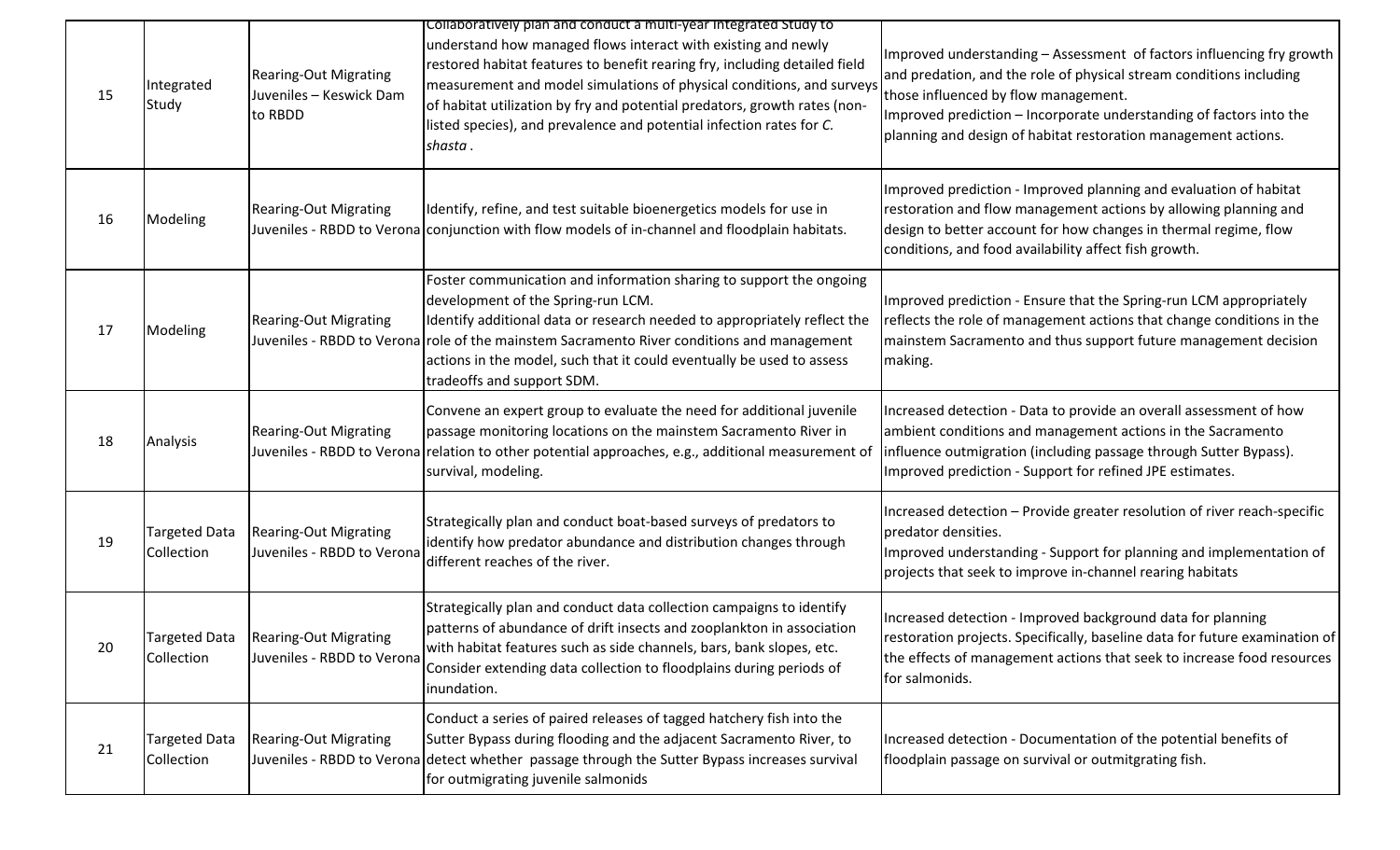| 15 | Integrated Study | Rearing-Out Migrating Juveniles – Keswick Dam to RBDD | Collaboratively plan and conduct a multi-year Integrated Study to understand how managed flows interact with existing and newly restored habitat features to benefit rearing fry, including detailed field measurement and model simulations of physical conditions, and surveys of habitat utilization by fry and potential predators, growth rates (non-listed species), and prevalence and potential infection rates for *C. shasta* . | Improved understanding – Assessment of factors influencing fry growth and predation, and the role of physical stream conditions including those influenced by flow management.<br>Improved prediction – Incorporate understanding of factors into the planning and design of habitat restoration management actions. |
|---|---|---|---|---|
| 16 | Modeling | Rearing-Out Migrating Juveniles - RBDD to Verona | Identify, refine, and test suitable bioenergetics models for use in conjunction with flow models of in-channel and floodplain habitats. | Improved prediction - Improved planning and evaluation of habitat restoration and flow management actions by allowing planning and design to better account for how changes in thermal regime, flow conditions, and food availability affect fish growth. |
| 17 | Modeling | Rearing-Out Migrating Juveniles - RBDD to Verona | Foster communication and information sharing to support the ongoing development of the Spring-run LCM.<br>Identify additional data or research needed to appropriately reflect the role of the mainstem Sacramento River conditions and management actions in the model, such that it could eventually be used to assess tradeoffs and support SDM. | Improved prediction - Ensure that the Spring-run LCM appropriately reflects the role of management actions that change conditions in the mainstem Sacramento and thus support future management decision making. |
| 18 | Analysis | Rearing-Out Migrating Juveniles - RBDD to Verona | Convene an expert group to evaluate the need for additional juvenile passage monitoring locations on the mainstem Sacramento River in relation to other potential approaches, e.g., additional measurement of survival, modeling. | Increased detection - Data to provide an overall assessment of how ambient conditions and management actions in the Sacramento influence outmigration (including passage through Sutter Bypass).<br>Improved prediction - Support for refined JPE estimates. |
| 19 | Targeted Data Collection | Rearing-Out Migrating Juveniles - RBDD to Verona | Strategically plan and conduct boat-based surveys of predators to identify how predator abundance and distribution changes through different reaches of the river. | Increased detection – Provide greater resolution of river reach-specific predator densities.<br>Improved understanding - Support for planning and implementation of projects that seek to improve in-channel rearing habitats |
| 20 | Targeted Data Collection | Rearing-Out Migrating Juveniles - RBDD to Verona | Strategically plan and conduct data collection campaigns to identify patterns of abundance of drift insects and zooplankton in association with habitat features such as side channels, bars, bank slopes, etc. Consider extending data collection to floodplains during periods of inundation. | Increased detection - Improved background data for planning restoration projects. Specifically, baseline data for future examination of the effects of management actions that seek to increase food resources for salmonids. |
| 21 | Targeted Data Collection | Rearing-Out Migrating Juveniles - RBDD to Verona | Conduct a series of paired releases of tagged hatchery fish into the Sutter Bypass during flooding and the adjacent Sacramento River, to detect whether passage through the Sutter Bypass increases survival for outmigrating juvenile salmonids | Increased detection - Documentation of the potential benefits of floodplain passage on survival or outmitgrating fish. |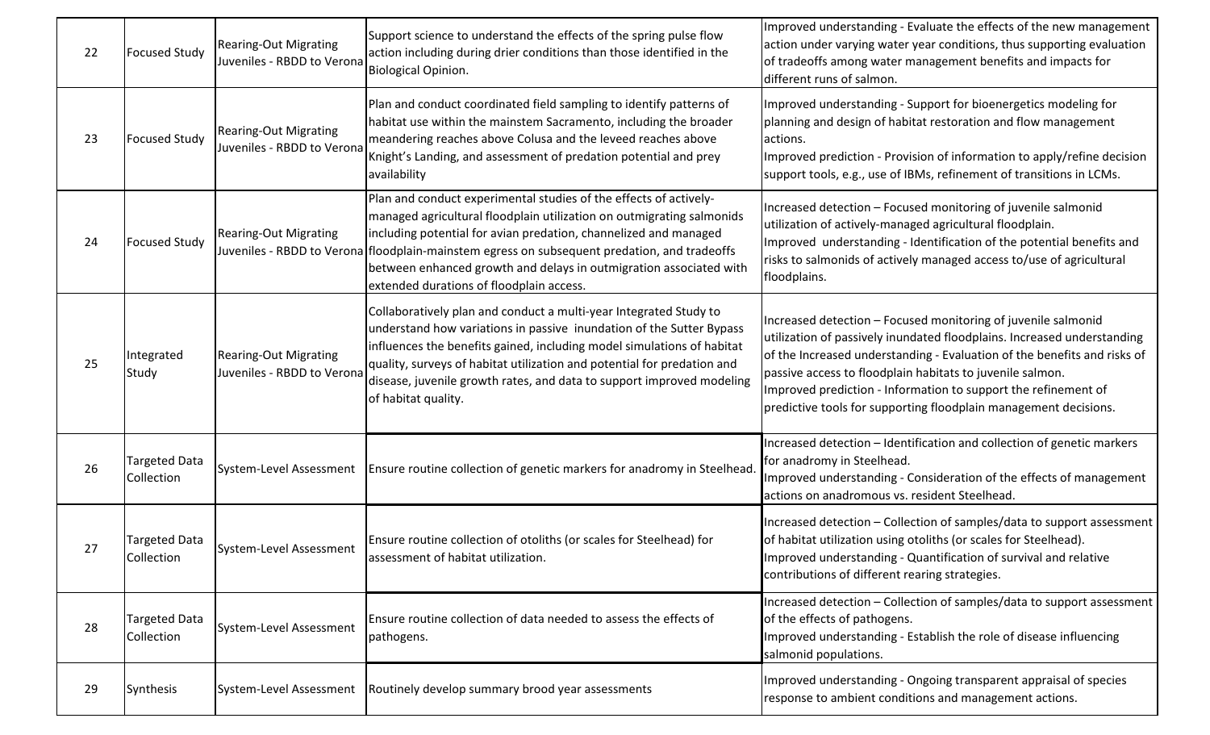| 22 | Focused Study | Rearing-Out Migrating Juveniles - RBDD to Verona | Support science to understand the effects of the spring pulse flow action including during drier conditions than those identified in the Biological Opinion. | Improved understanding - Evaluate the effects of the new management action under varying water year conditions, thus supporting evaluation of tradeoffs among water management benefits and impacts for different runs of salmon. |
|---|---|---|---|---|
| 23 | Focused Study | Rearing-Out Migrating Juveniles - RBDD to Verona | Plan and conduct coordinated field sampling to identify patterns of habitat use within the mainstem Sacramento, including the broader meandering reaches above Colusa and the leveed reaches above Knight's Landing, and assessment of predation potential and prey availability | Improved understanding - Support for bioenergetics modeling for planning and design of habitat restoration and flow management actions.<br>Improved prediction - Provision of information to apply/refine decision support tools, e.g., use of IBMs, refinement of transitions in LCMs. |
| 24 | Focused Study | Rearing-Out Migrating Juveniles - RBDD to Verona | Plan and conduct experimental studies of the effects of actively-managed agricultural floodplain utilization on outmigrating salmonids including potential for avian predation, channelized and managed floodplain-mainstem egress on subsequent predation, and tradeoffs between enhanced growth and delays in outmigration associated with extended durations of floodplain access. | Increased detection – Focused monitoring of juvenile salmonid utilization of actively-managed agricultural floodplain.<br>Improved understanding - Identification of the potential benefits and risks to salmonids of actively managed access to/use of agricultural floodplains. |
| 25 | Integrated Study | Rearing-Out Migrating Juveniles - RBDD to Verona | Collaboratively plan and conduct a multi-year Integrated Study to understand how variations in passive inundation of the Sutter Bypass influences the benefits gained, including model simulations of habitat quality, surveys of habitat utilization and potential for predation and disease, juvenile growth rates, and data to support improved modeling of habitat quality. | Increased detection – Focused monitoring of juvenile salmonid utilization of passively inundated floodplains. Increased understanding of the Increased understanding - Evaluation of the benefits and risks of passive access to floodplain habitats to juvenile salmon.<br>Improved prediction - Information to support the refinement of predictive tools for supporting floodplain management decisions. |
| 26 | Targeted Data Collection | System-Level Assessment | Ensure routine collection of genetic markers for anadromy in Steelhead. | Increased detection – Identification and collection of genetic markers for anadromy in Steelhead.<br>Improved understanding - Consideration of the effects of management actions on anadromous vs. resident Steelhead. |
| 27 | Targeted Data Collection | System-Level Assessment | Ensure routine collection of otoliths (or scales for Steelhead) for assessment of habitat utilization. | Increased detection – Collection of samples/data to support assessment of habitat utilization using otoliths (or scales for Steelhead).<br>Improved understanding - Quantification of survival and relative contributions of different rearing strategies. |
| 28 | Targeted Data Collection | System-Level Assessment | Ensure routine collection of data needed to assess the effects of pathogens. | Increased detection – Collection of samples/data to support assessment of the effects of pathogens.<br>Improved understanding - Establish the role of disease influencing salmonid populations. |
| 29 | Synthesis | System-Level Assessment | Routinely develop summary brood year assessments | Improved understanding - Ongoing transparent appraisal of species response to ambient conditions and management actions. |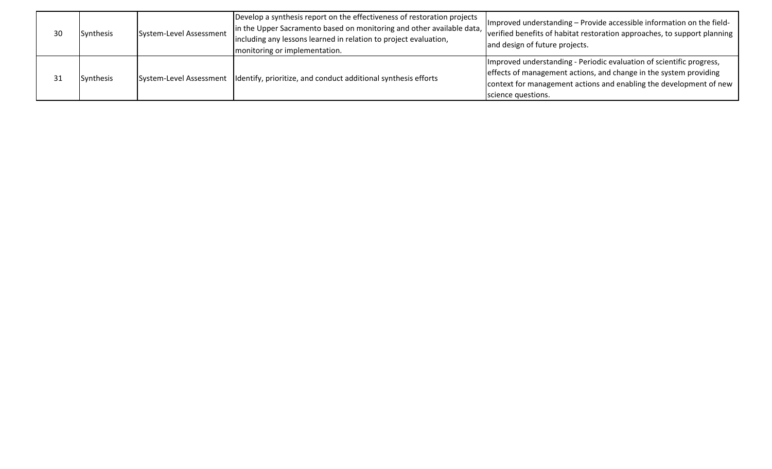| | | | | |
|---|---|---|---|---|
| 30 | Synthesis | System-Level Assessment | Develop a synthesis report on the effectiveness of restoration projects in the Upper Sacramento based on monitoring and other available data, including any lessons learned in relation to project evaluation, monitoring or implementation. | Improved understanding – Provide accessible information on the field-verified benefits of habitat restoration approaches, to support planning and design of future projects. |
| 31 | Synthesis | System-Level Assessment | Identify, prioritize, and conduct additional synthesis efforts | Improved understanding - Periodic evaluation of scientific progress, effects of management actions, and change in the system providing context for management actions and enabling the development of new science questions. |